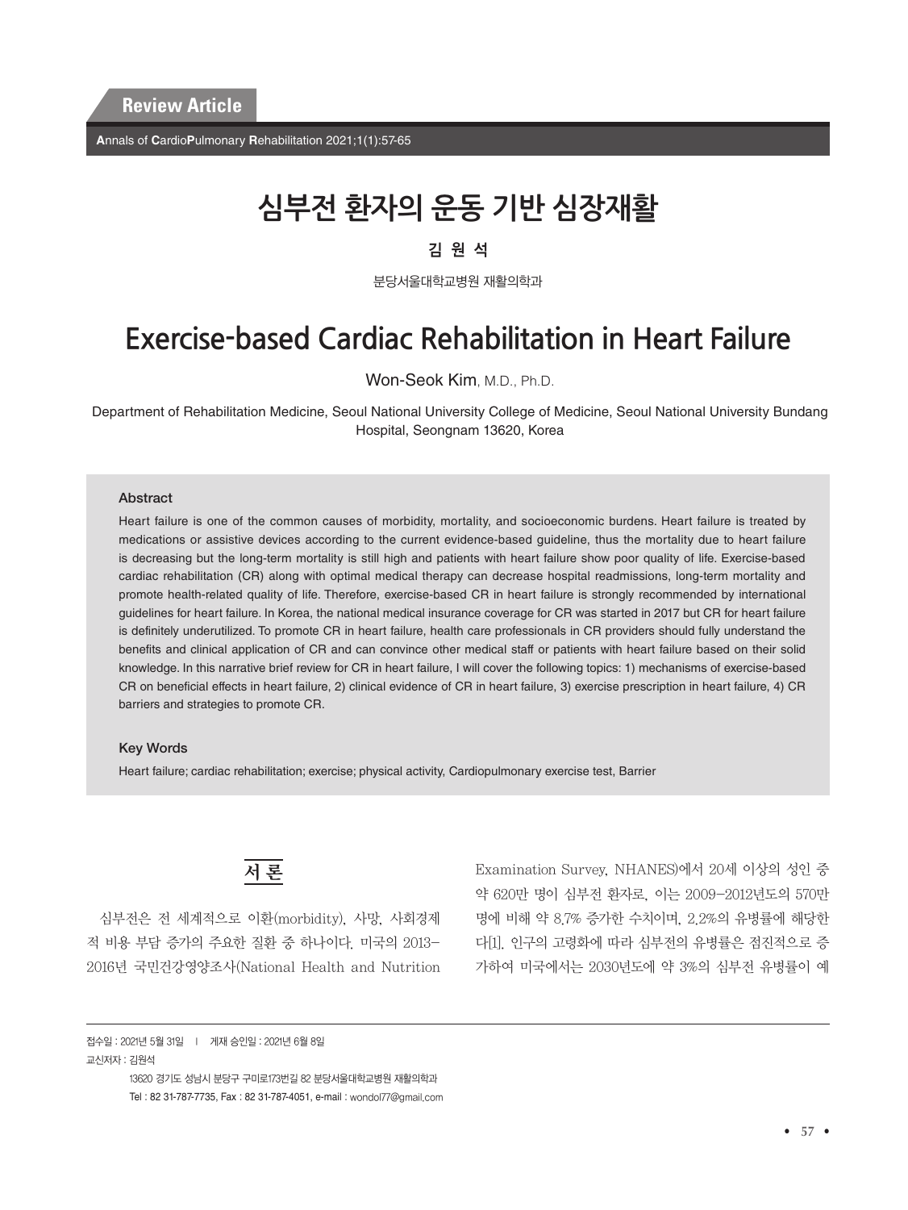Review Article

# 심부전 환자의 운동 기반 심장재활

**김 원 석**

분당서울대학교병원 재활의학과

# Exercise-based Cardiac Rehabilitation in Heart Failure

Won-Seok Kim, M.D., Ph.D.

Department of Rehabilitation Medicine, Seoul National University College of Medicine, Seoul National University Bundang Hospital, Seongnam 13620, Korea

### Abstract

Heart failure is one of the common causes of morbidity, mortality, and socioeconomic burdens. Heart failure is treated by medications or assistive devices according to the current evidence-based guideline, thus the mortality due to heart failure is decreasing but the long-term mortality is still high and patients with heart failure show poor quality of life. Exercise-based cardiac rehabilitation (CR) along with optimal medical therapy can decrease hospital readmissions, long-term mortality and promote health-related quality of life. Therefore, exercise-based CR in heart failure is strongly recommended by international guidelines for heart failure. In Korea, the national medical insurance coverage for CR was started in 2017 but CR for heart failure is definitely underutilized. To promote CR in heart failure, health care professionals in CR providers should fully understand the benefits and clinical application of CR and can convince other medical staff or patients with heart failure based on their solid knowledge. In this narrative brief review for CR in heart failure, I will cover the following topics: 1) mechanisms of exercise-based CR on beneficial effects in heart failure, 2) clinical evidence of CR in heart failure, 3) exercise prescription in heart failure, 4) CR barriers and strategies to promote CR.

### Key Words

Heart failure; cardiac rehabilitation; exercise; physical activity, Cardiopulmonary exercise test, Barrier

## 서 론

심부전은 전 세계적으로 이환(morbidity), 사망, 사회경제적 비용 부담 증가의 주요한 질환 중 하나이다. 미국의 2013-2016년 국민건강영양조사(National Health and Nutrition Examination Survey, NHANES)에서 20세 이상의 성인 중 약 620만 명이 심부전 환자로, 이는 2009-2012년도의 570만 명에 비해 약 8.7% 증가한 수치이며, 2.2%의 유병률에 해당한다[1]. 인구의 고령화에 따라 심부전의 유병률은 점진적으로 증가하여 미국에서는 2030년도에 약 3%의 심부전 유병률이 예

접수일 : 2021년 5월 31일 | 게재 승인일 : 2021년 6월 8일

교신저자 : 김원석

13620 경기도 성남시 분당구 구미로173번길 82 분당서울대학교병원 재활의학과

Tel : 82 31-787-7735, Fax : 82 31-787-4051, e-mail : wondol77@gmail.com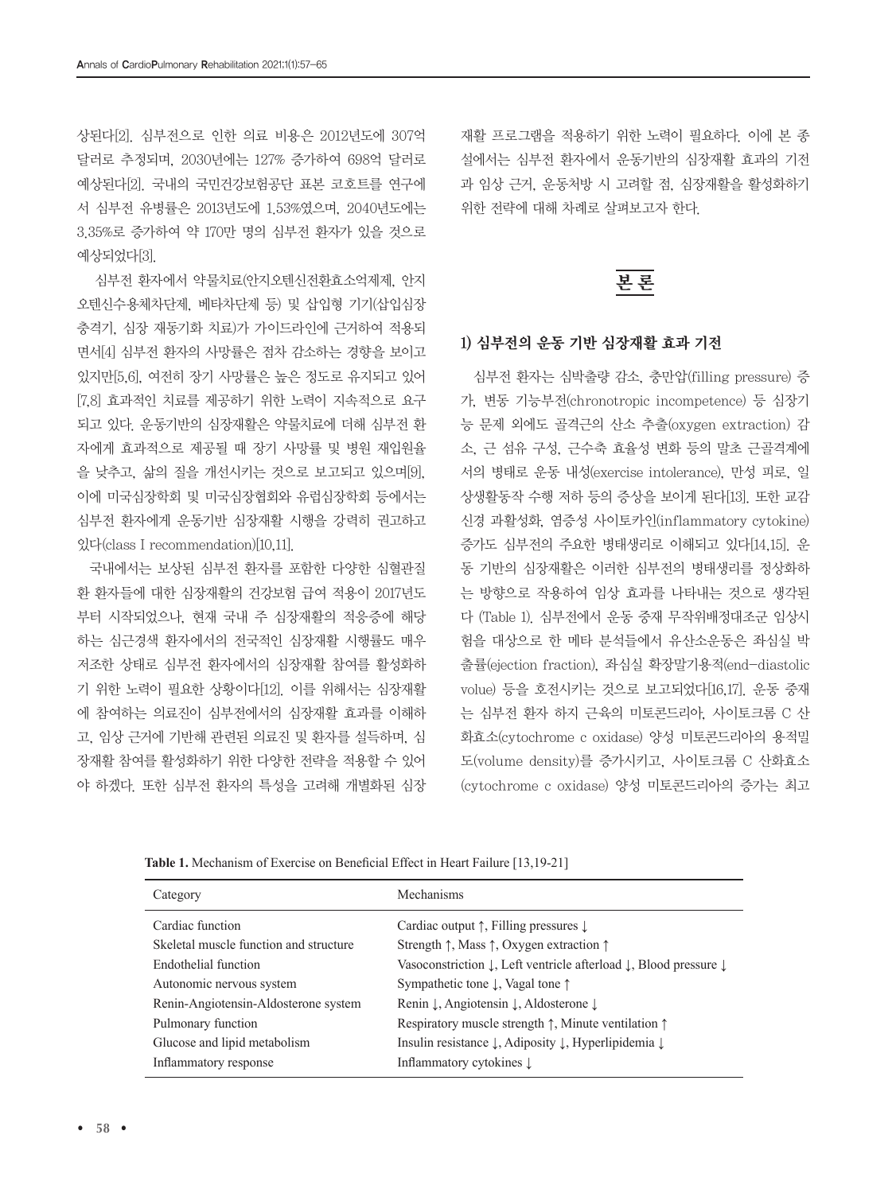상된다[2]. 심부전으로 인한 의료 비용은 2012년도에 307억 달러로 추정되며, 2030년에는 127% 증가하여 698억 달러로 예상된다[2]. 국내의 국민건강보험공단 표본 코호트를 연구에서 심부전 유병률은 2013년도에 1.53%였으며, 2040년도에는 3.35%로 증가하여 약 170만 명의 심부전 환자가 있을 것으로 예상되었다[3].

심부전 환자에서 약물치료(안지오텐신전환효소억제제, 안지오텐신수용체차단제, 베타차단제 등) 및 삽입형 기기(삽입심장충격기, 심장 재동기화 치료)가 가이드라인에 근거하여 적용되면서[4] 심부전 환자의 사망률은 점차 감소하는 경향을 보이고 있지만[5,6], 여전히 장기 사망률은 높은 정도로 유지되고 있어[7,8] 효과적인 치료를 제공하기 위한 노력이 지속적으로 요구되고 있다. 운동기반의 심장재활은 약물치료에 더해 심부전 환자에게 효과적으로 제공될 때 장기 사망률 및 병원 재입원율을 낮추고, 삶의 질을 개선시키는 것으로 보고되고 있으며[9], 이에 미국심장학회 및 미국심장협회와 유럽심장학회 등에서는 심부전 환자에게 운동기반 심장재활 시행을 강력히 권고하고 있다(class I recommendation)[10,11].

국내에서는 보상된 심부전 환자를 포함한 다양한 심혈관질환 환자들에 대한 심장재활의 건강보험 급여 적용이 2017년도부터 시작되었으나, 현재 국내 주 심장재활의 적응증에 해당하는 심근경색 환자에서의 전국적인 심장재활 시행률도 매우 저조한 상태로 심부전 환자에서의 심장재활 참여를 활성화하기 위한 노력이 필요한 상황이다[12]. 이를 위해서는 심장재활에 참여하는 의료진이 심부전에서의 심장재활 효과를 이해하고, 임상 근거에 기반해 관련된 의료진 및 환자를 설득하며, 심장재활 참여를 활성화하기 위한 다양한 전략을 적용할 수 있어야 하겠다. 또한 심부전 환자의 특성을 고려해 개별화된 심장재활 프로그램을 적용하기 위한 노력이 필요하다. 이에 본 종설에서는 심부전 환자에서 운동기반의 심장재활 효과의 기전과 임상 근거, 운동처방 시 고려할 점, 심장재활을 활성화하기 위한 전략에 대해 차례로 살펴보고자 한다.

## 본 론

### 1) 심부전의 운동 기반 심장재활 효과 기전

심부전 환자는 심박출량 감소, 충만압(filling pressure) 증가, 변동 기능부전(chronotropic incompetence) 등 심장기능 문제 외에도 골격근의 산소 추출(oxygen extraction) 감소, 근 섬유 구성, 근수축 효율성 변화 등의 말초 근골격계에서의 병태로 운동 내성(exercise intolerance), 만성 피로, 일상생활동작 수행 저하 등의 증상을 보이게 된다[13]. 또한 교감신경 과활성화, 염증성 사이토카인(inflammatory cytokine) 증가도 심부전의 주요한 병태생리로 이해되고 있다[14,15]. 운동 기반의 심장재활은 이러한 심부전의 병태생리를 정상화하는 방향으로 작용하여 임상 효과를 나타내는 것으로 생각된다 (Table 1). 심부전에서 운동 중재 무작위배정대조군 임상시험을 대상으로 한 메타 분석들에서 유산소운동은 좌심실 박출률(ejection fraction), 좌심실 확장말기용적(end-diastolic volue) 등을 호전시키는 것으로 보고되었다[16,17]. 운동 중재는 심부전 환자 하지 근육의 미토콘드리아, 사이토크롬 C 산화효소(cytochrome c oxidase) 양성 미토콘드리아의 용적밀도(volume density)를 증가시키고, 사이토크롬 C 산화효소(cytochrome c oxidase) 양성 미토콘드리아의 증가는 최고

**Table 1.** Mechanism of Exercise on Beneficial Effect in Heart Failure [13,19-21]

| Category | Mechanisms |
|---|---|
| Cardiac function | Cardiac output ↑, Filling pressures ↓ |
| Skeletal muscle function and structure | Strength ↑, Mass ↑, Oxygen extraction ↑ |
| Endothelial function | Vasoconstriction ↓, Left ventricle afterload ↓, Blood pressure ↓ |
| Autonomic nervous system | Sympathetic tone ↓, Vagal tone ↑ |
| Renin-Angiotensin-Aldosterone system | Renin ↓, Angiotensin ↓, Aldosterone ↓ |
| Pulmonary function | Respiratory muscle strength ↑, Minute ventilation ↑ |
| Glucose and lipid metabolism | Insulin resistance ↓, Adiposity ↓, Hyperlipidemia ↓ |
| Inflammatory response | Inflammatory cytokines ↓ |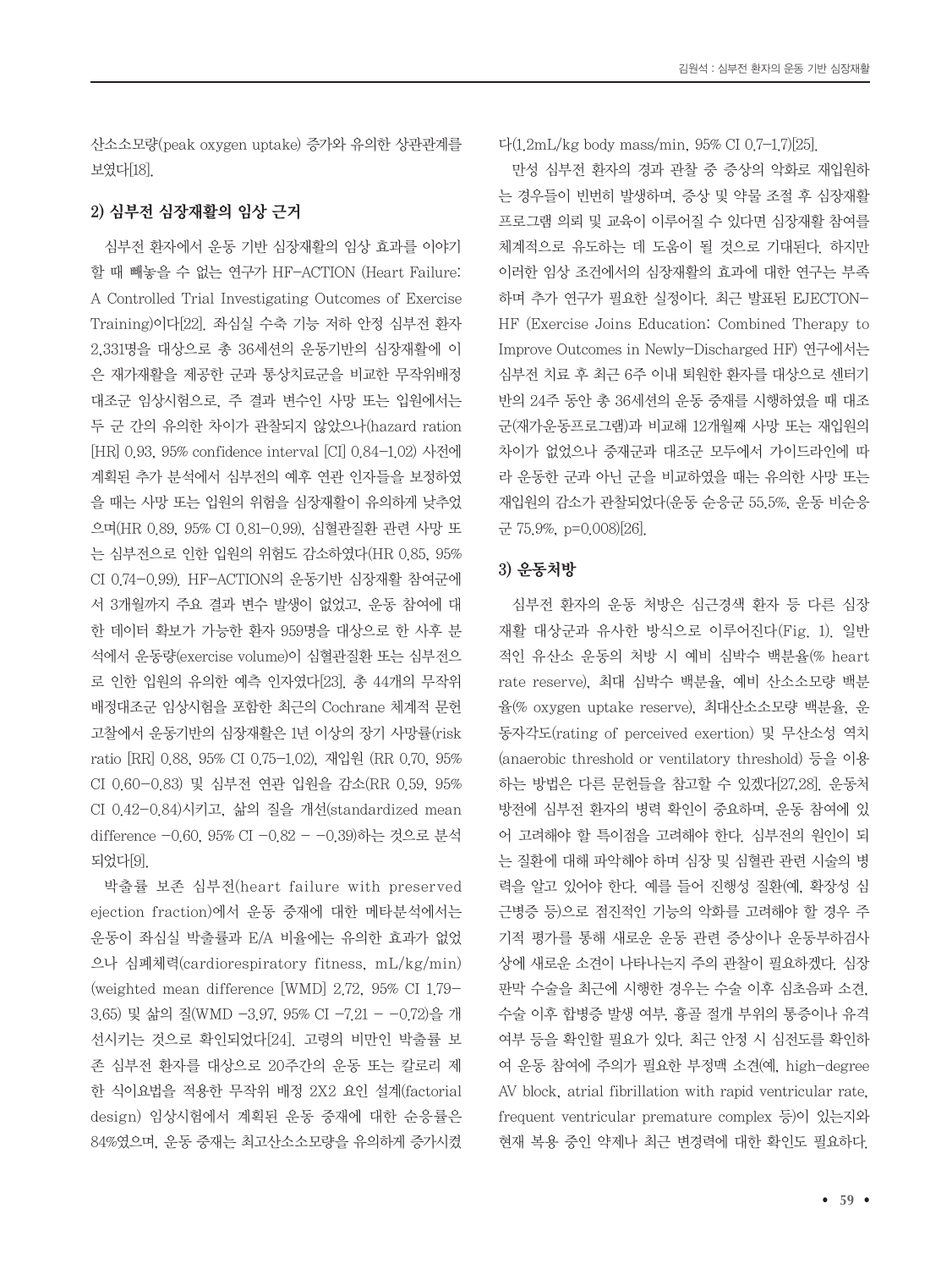산소소모량(peak oxygen uptake) 증가와 유의한 상관관계를 보였다[18].

### 2) 심부전 심장재활의 임상 근거

심부전 환자에서 운동 기반 심장재활의 임상 효과를 이야기할 때 빼놓을 수 없는 연구가 HF-ACTION (Heart Failure: A Controlled Trial Investigating Outcomes of Exercise Training)이다[22]. 좌심실 수축 기능 저하 안정 심부전 환자 2,331명을 대상으로 총 36세션의 운동기반의 심장재활에 이은 재가재활을 제공한 군과 통상치료군을 비교한 무작위배정 대조군 임상시험으로, 주 결과 변수인 사망 또는 입원에서는 두 군 간의 유의한 차이가 관찰되지 않았으나(hazard ration [HR] 0.93, 95% confidence interval [CI] 0.84–1.02) 사전에 계획된 추가 분석에서 심부전의 예후 연관 인자들을 보정하였을 때는 사망 또는 입원의 위험을 심장재활이 유의하게 낮추었으며(HR 0.89, 95% CI 0.81–0.99), 심혈관질환 관련 사망 또는 심부전으로 인한 입원의 위험도 감소하였다(HR 0.85, 95% CI 0.74–0.99). HF-ACTION의 운동기반 심장재활 참여군에서 3개월까지 주요 결과 변수 발생이 없었고, 운동 참여에 대한 데이터 확보가 가능한 환자 959명을 대상으로 한 사후 분석에서 운동량(exercise volume)이 심혈관질환 또는 심부전으로 인한 입원의 유의한 예측 인자였다[23]. 총 44개의 무작위배정대조군 임상시험을 포함한 최근의 Cochrane 체계적 문헌고찰에서 운동기반의 심장재활은 1년 이상의 장기 사망률(risk ratio [RR] 0.88, 95% CI 0.75–1.02), 재입원 (RR 0.70, 95% CI 0.60–0.83) 및 심부전 연관 입원을 감소(RR 0.59, 95% CI 0.42–0.84)시키고, 삶의 질을 개선(standardized mean difference –0.60, 95% CI –0.82 – –0.39)하는 것으로 분석되었다[9].

박출률 보존 심부전(heart failure with preserved ejection fraction)에서 운동 중재에 대한 메타분석에서는 운동이 좌심실 박출률과 E/A 비율에는 유의한 효과가 없었으나 심폐체력(cardiorespiratory fitness, mL/kg/min) (weighted mean difference [WMD] 2.72, 95% CI 1.79–3.65) 및 삶의 질(WMD –3.97, 95% CI –7.21 – –0.72)을 개선시키는 것으로 확인되었다[24]. 고령의 비만인 박출률 보존 심부전 환자를 대상으로 20주간의 운동 또는 칼로리 제한 식이요법을 적용한 무작위 배정 2X2 요인 설계(factorial design) 임상시험에서 계획된 운동 중재에 대한 순응률은 84%였으며, 운동 중재는 최고산소소모량을 유의하게 증가시켰다(1.2mL/kg body mass/min, 95% CI 0.7–1.7)[25].

만성 심부전 환자의 경과 관찰 중 증상의 악화로 재입원하는 경우들이 빈번히 발생하며, 증상 및 약물 조절 후 심장재활 프로그램 의뢰 및 교육이 이루어질 수 있다면 심장재활 참여를 체계적으로 유도하는 데 도움이 될 것으로 기대된다. 하지만 이러한 임상 조건에서의 심장재활의 효과에 대한 연구는 부족하며 추가 연구가 필요한 실정이다. 최근 발표된 EJECTON-HF (Exercise Joins Education: Combined Therapy to Improve Outcomes in Newly-Discharged HF) 연구에서는 심부전 치료 후 최근 6주 이내 퇴원한 환자를 대상으로 센터기반의 24주 동안 총 36세션의 운동 중재를 시행하였을 때 대조군(재가운동프로그램)과 비교해 12개월째 사망 또는 재입원의 차이가 없었으나 중재군과 대조군 모두에서 가이드라인에 따라 운동한 군과 아닌 군을 비교하였을 때는 유의한 사망 또는 재입원의 감소가 관찰되었다(운동 순응군 55.5%, 운동 비순응군 75.9%, p=0.008)[26].

### 3) 운동처방

심부전 환자의 운동 처방은 심근경색 환자 등 다른 심장재활 대상군과 유사한 방식으로 이루어진다(Fig. 1). 일반적인 유산소 운동의 처방 시 예비 심박수 백분율(% heart rate reserve), 최대 심박수 백분율, 예비 산소소모량 백분율(% oxygen uptake reserve), 최대산소소모량 백분율, 운동자각도(rating of perceived exertion) 및 무산소성 역치(anaerobic threshold or ventilatory threshold) 등을 이용하는 방법은 다른 문헌들을 참고할 수 있겠다[27,28]. 운동처방전에 심부전 환자의 병력 확인이 중요하며, 운동 참여에 있어 고려해야 할 특이점을 고려해야 한다. 심부전의 원인이 되는 질환에 대해 파악해야 하며 심장 및 심혈관 관련 시술의 병력을 알고 있어야 한다. 예를 들어 진행성 질환(예, 확장성 심근병증 등)으로 점진적인 기능의 악화를 고려해야 할 경우 주기적 평가를 통해 새로운 운동 관련 증상이나 운동부하검사상에 새로운 소견이 나타나는지 주의 관찰이 필요하겠다. 심장판막 수술을 최근에 시행한 경우는 수술 이후 심초음파 소견, 수술 이후 합병증 발생 여부, 흉골 절개 부위의 통증이나 유격 여부 등을 확인할 필요가 있다. 최근 안정 시 심전도를 확인하여 운동 참여에 주의가 필요한 부정맥 소견(예, high-degree AV block, atrial fibrillation with rapid ventricular rate, frequent ventricular premature complex 등)이 있는지와 현재 복용 중인 약제나 최근 변경력에 대한 확인도 필요하다.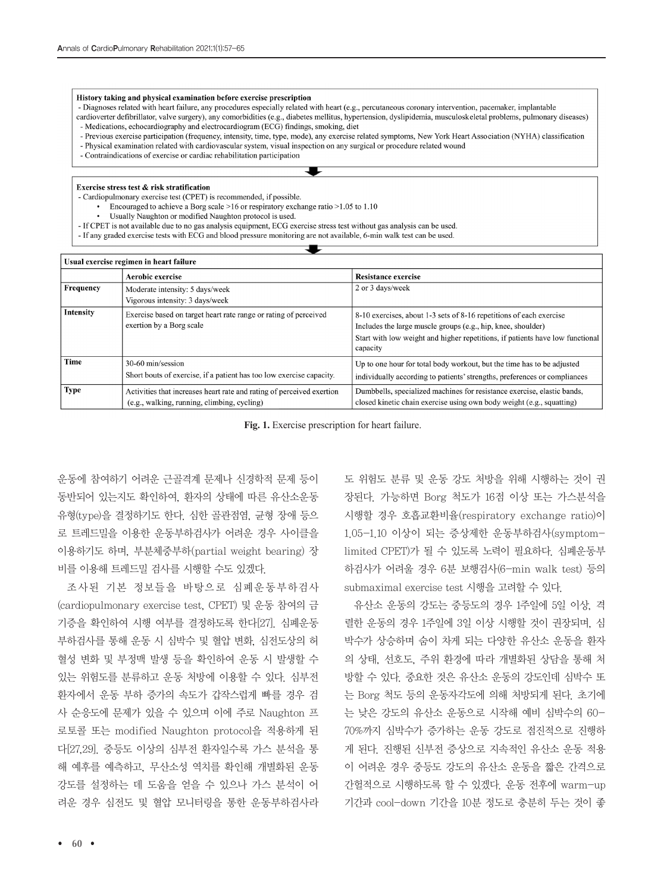**History taking and physical examination before exercise prescription**

- Diagnoses related with heart failure, any procedures especially related with heart (e.g., percutaneous coronary intervention, pacemaker, implantable cardioverter defibrillator, valve surgery), any comorbidities (e.g., diabetes mellitus, hypertension, dyslipidemia, musculoskeletal problems, pulmonary diseases)
- Medications, echocardiography and electrocardiogram (ECG) findings, smoking, diet
- Previous exercise participation (frequency, intensity, time, type, mode), any exercise related symptoms, New York Heart Association (NYHA) classification
- Physical examination related with cardiovascular system, visual inspection on any surgical or procedure related wound
- Contraindications of exercise or cardiac rehabilitation participation

↓

**Exercise stress test & risk stratification**

- Cardiopulmonary exercise test (CPET) is recommended, if possible.
  - Encouraged to achieve a Borg scale >16 or respiratory exchange ratio >1.05 to 1.10
  - Usually Naughton or modified Naughton protocol is used.
- If CPET is not available due to no gas analysis equipment, ECG exercise stress test without gas analysis can be used.
- If any graded exercise tests with ECG and blood pressure monitoring are not available, 6-min walk test can be used.

↓

**Usual exercise regimen in heart failure**

| | Aerobic exercise | Resistance exercise |
|---|---|---|
| **Frequency** | Moderate intensity: 5 days/week<br>Vigorous intensity: 3 days/week | 2 or 3 days/week |
| **Intensity** | Exercise based on target heart rate range or rating of perceived exertion by a Borg scale | 8-10 exercises, about 1-3 sets of 8-16 repetitions of each exercise<br>Includes the large muscle groups (e.g., hip, knee, shoulder)<br>Start with low weight and higher repetitions, if patients have low functional capacity |
| **Time** | 30-60 min/session<br>Short bouts of exercise, if a patient has too low exercise capacity. | Up to one hour for total body workout, but the time has to be adjusted individually according to patients' strengths, preferences or compliances |
| **Type** | Activities that increases heart rate and rating of perceived exertion (e.g., walking, running, climbing, cycling) | Dumbbells, specialized machines for resistance exercise, elastic bands, closed kinetic chain exercise using own body weight (e.g., squatting) |

**Fig. 1.** Exercise prescription for heart failure.

운동에 참여하기 어려운 근골격계 문제나 신경학적 문제 등이 동반되어 있는지도 확인하여, 환자의 상태에 따른 유산소운동 유형(type)을 결정하기도 한다. 심한 골관절염, 균형 장애 등으로 트레드밀을 이용한 운동부하검사가 어려운 경우 사이클을 이용하기도 하며, 부분체중부하(partial weight bearing) 장비를 이용해 트레드밀 검사를 시행할 수도 있겠다.

조사된 기본 정보들을 바탕으로 심폐운동부하검사(cardiopulmonary exercise test, CPET) 및 운동 참여의 금기증을 확인하여 시행 여부를 결정하도록 한다[27]. 심폐운동부하검사를 통해 운동 시 심박수 및 혈압 변화, 심전도상의 허혈성 변화 및 부정맥 발생 등을 확인하여 운동 시 발생할 수 있는 위험도를 분류하고 운동 처방에 이용할 수 있다. 심부전 환자에서 운동 부하 증가의 속도가 갑작스럽게 빠를 경우 검사 순응도에 문제가 있을 수 있으며 이에 주로 Naughton 프로토콜 또는 modified Naughton protocol을 적용하게 된다[27,29]. 중등도 이상의 심부전 환자일수록 가스 분석을 통해 예후를 예측하고, 무산소성 역치를 확인해 개별화된 운동 강도를 설정하는 데 도움을 얻을 수 있으나 가스 분석이 어려운 경우 심전도 및 혈압 모니터링을 통한 운동부하검사라도 위험도 분류 및 운동 강도 처방을 위해 시행하는 것이 권장된다. 가능하면 Borg 척도가 16점 이상 또는 가스분석을 시행할 경우 호흡교환비율(respiratory exchange ratio)이 1.05–1.10 이상이 되는 증상제한 운동부하검사(symptom-limited CPET)가 될 수 있도록 노력이 필요하다. 심폐운동부하검사가 어려울 경우 6분 보행검사(6-min walk test) 등의 submaximal exercise test 시행을 고려할 수 있다.

유산소 운동의 강도는 중등도의 경우 1주일에 5일 이상, 격렬한 운동의 경우 1주일에 3일 이상 시행할 것이 권장되며, 심박수가 상승하며 숨이 차게 되는 다양한 유산소 운동을 환자의 상태, 선호도, 주위 환경에 따라 개별화된 상담을 통해 처방할 수 있다. 중요한 것은 유산소 운동의 강도인데 심박수 또는 Borg 척도 등의 운동자각도에 의해 처방되게 된다. 초기에는 낮은 강도의 유산소 운동으로 시작해 예비 심박수의 60–70%까지 심박수가 증가하는 운동 강도로 점진적으로 진행하게 된다. 진행된 신부전 증상으로 지속적인 유산소 운동 적용이 어려운 경우 중등도 강도의 유산소 운동을 짧은 간격으로 간헐적으로 시행하도록 할 수 있겠다. 운동 전후에 warm-up 기간과 cool-down 기간을 10분 정도로 충분히 두는 것이 좋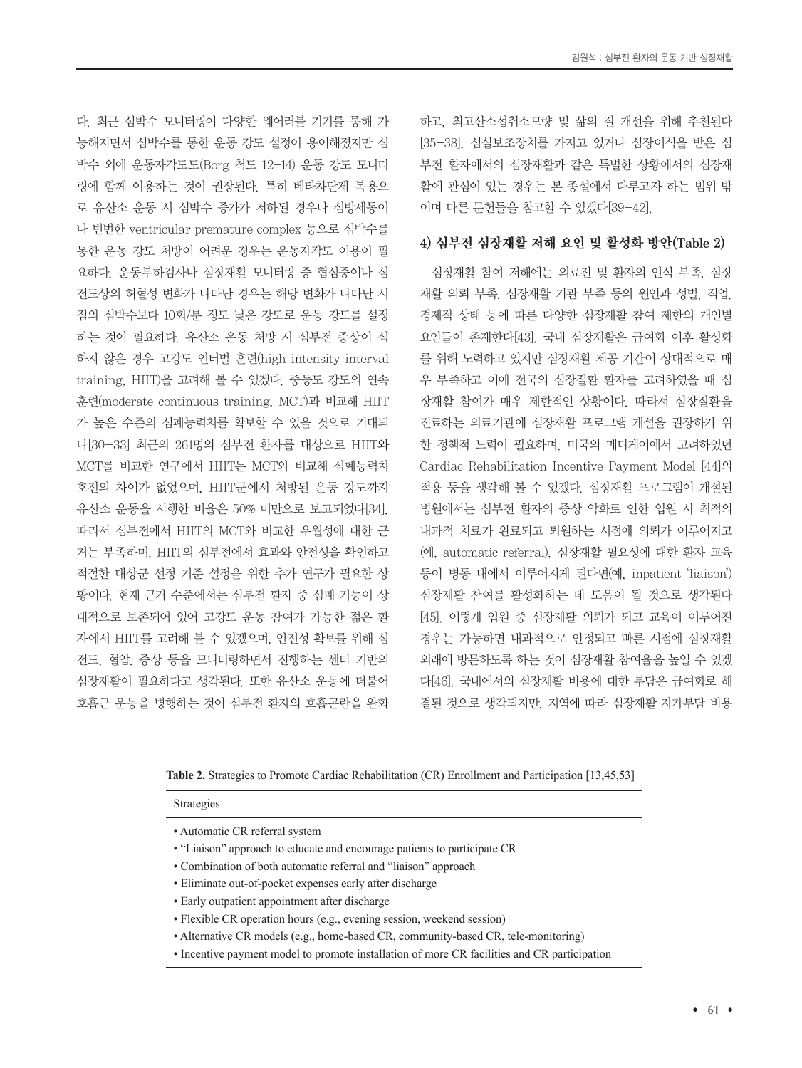다. 최근 심박수 모니터링이 다양한 웨어러블 기기를 통해 가능해지면서 심박수를 통한 운동 강도 설정이 용이해졌지만 심박수 외에 운동자각도도(Borg 척도 12–14) 운동 강도 모니터링에 함께 이용하는 것이 권장된다. 특히 베타차단제 복용으로 유산소 운동 시 심박수 증가가 저하된 경우나 심방세동이나 빈번한 ventricular premature complex 등으로 심박수를 통한 운동 강도 처방이 어려운 경우는 운동자각도 이용이 필요하다. 운동부하검사나 심장재활 모니터링 중 협심증이나 심전도상의 허혈성 변화가 나타난 경우는 해당 변화가 나타난 시점의 심박수보다 10회/분 정도 낮은 강도로 운동 강도를 설정하는 것이 필요하다. 유산소 운동 처방 시 심부전 증상이 심하지 않은 경우 고강도 인터벌 훈련(high intensity interval training, HIIT)을 고려해 볼 수 있겠다. 중등도 강도의 연속 훈련(moderate continuous training, MCT)과 비교해 HIIT가 높은 수준의 심폐능력치를 확보할 수 있을 것으로 기대되나[30–33] 최근의 261명의 심부전 환자를 대상으로 HIIT와 MCT를 비교한 연구에서 HIIT는 MCT와 비교해 심폐능력치 호전의 차이가 없었으며, HIIT군에서 처방된 운동 강도까지 유산소 운동을 시행한 비율은 50% 미만으로 보고되었다[34]. 따라서 심부전에서 HIIT의 MCT와 비교한 우월성에 대한 근거는 부족하며, HIIT의 심부전에서 효과와 안전성을 확인하고 적절한 대상군 선정 기준 설정을 위한 추가 연구가 필요한 상황이다. 현재 근거 수준에서는 심부전 환자 중 심폐 기능이 상대적으로 보존되어 있어 고강도 운동 참여가 가능한 젊은 환자에서 HIIT를 고려해 볼 수 있겠으며, 안전성 확보를 위해 심전도, 혈압, 증상 등을 모니터링하면서 진행하는 센터 기반의 심장재활이 필요하다고 생각된다. 또한 유산소 운동에 더불어 호흡근 운동을 병행하는 것이 심부전 환자의 호흡곤란을 완화하고, 최고산소섭취소모량 및 삶의 질 개선을 위해 추천된다[35–38]. 심실보조장치를 가지고 있거나 심장이식을 받은 심부전 환자에서의 심장재활과 같은 특별한 상황에서의 심장재활에 관심이 있는 경우는 본 종설에서 다루고자 하는 범위 밖이며 다른 문헌들을 참고할 수 있겠다[39–42].

### 4) 심부전 심장재활 저해 요인 및 활성화 방안(Table 2)

심장재활 참여 저해에는 의료진 및 환자의 인식 부족, 심장재활 의뢰 부족, 심장재활 기관 부족 등의 원인과 성별, 직업, 경제적 상태 등에 따른 다양한 심장재활 참여 제한의 개인별 요인들이 존재한다[43]. 국내 심장재활은 급여화 이후 활성화를 위해 노력하고 있지만 심장재활 제공 기간이 상대적으로 매우 부족하고 이에 전국의 심장질환 환자를 고려하였을 때 심장재활 참여가 매우 제한적인 상황이다. 따라서 심장질환을 진료하는 의료기관에 심장재활 프로그램 개설을 권장하기 위한 정책적 노력이 필요하며, 미국의 메디케어에서 고려하였던 Cardiac Rehabilitation Incentive Payment Model [44]의 적용 등을 생각해 볼 수 있겠다. 심장재활 프로그램이 개설된 병원에서는 심부전 환자의 증상 악화로 인한 입원 시 최적의 내과적 치료가 완료되고 퇴원하는 시점에 의뢰가 이루어지고 (예, automatic referral), 심장재활 필요성에 대한 환자 교육 등이 병동 내에서 이루어지게 된다면(예, inpatient 'liaison') 심장재활 참여를 활성화하는 데 도움이 될 것으로 생각된다[45]. 이렇게 입원 중 심장재활 의뢰가 되고 교육이 이루어진 경우는 가능하면 내과적으로 안정되고 빠른 시점에 심장재활 외래에 방문하도록 하는 것이 심장재활 참여율을 높일 수 있겠다[46]. 국내에서의 심장재활 비용에 대한 부담은 급여화로 해결된 것으로 생각되지만, 지역에 따라 심장재활 자가부담 비용

**Table 2.** Strategies to Promote Cardiac Rehabilitation (CR) Enrollment and Participation [13,45,53]

| Strategies |
|---|
| • Automatic CR referral system |
| • "Liaison" approach to educate and encourage patients to participate CR |
| • Combination of both automatic referral and "liaison" approach |
| • Eliminate out-of-pocket expenses early after discharge |
| • Early outpatient appointment after discharge |
| • Flexible CR operation hours (e.g., evening session, weekend session) |
| • Alternative CR models (e.g., home-based CR, community-based CR, tele-monitoring) |
| • Incentive payment model to promote installation of more CR facilities and CR participation |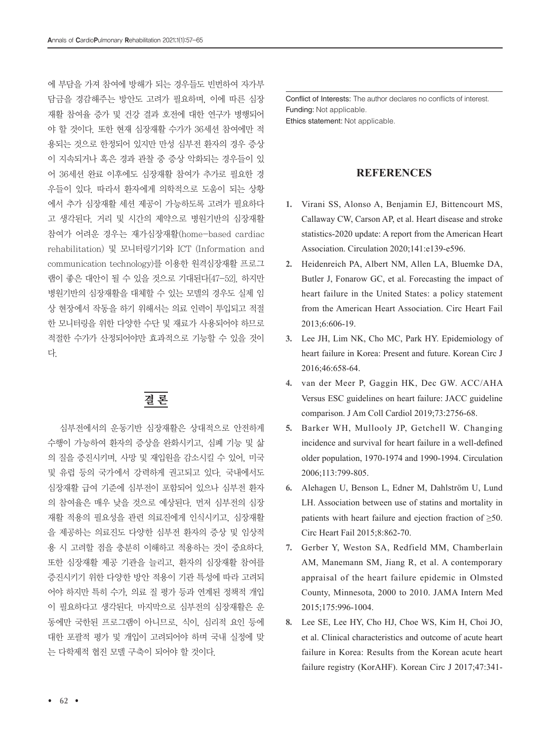에 부담을 가져 참여에 방해가 되는 경우들도 빈번하여 자가부담금을 경감해주는 방안도 고려가 필요하며, 이에 따른 심장재활 참여율 증가 및 건강 결과 호전에 대한 연구가 병행되어야 할 것이다. 또한 현재 심장재활 수가가 36세션 참여에만 적용되는 것으로 한정되어 있지만 만성 심부전 환자의 경우 증상이 지속되거나 혹은 경과 관찰 중 증상 악화되는 경우들이 있어 36세션 완료 이후에도 심장재활 참여가 추가로 필요한 경우들이 있다. 따라서 환자에게 의학적으로 도움이 되는 상황에서 추가 심장재활 세션 제공이 가능하도록 고려가 필요하다고 생각된다. 거리 및 시간의 제약으로 병원기반의 심장재활 참여가 어려운 경우는 재가심장재활(home-based cardiac rehabilitation) 및 모니터링기기와 ICT (Information and communication technology)를 이용한 원격심장재활 프로그램이 좋은 대안이 될 수 있을 것으로 기대된다[47-52]. 하지만 병원기반의 심장재활을 대체할 수 있는 모델의 경우도 실제 임상 현장에서 작동을 하기 위해서는 의료 인력이 투입되고 적절한 모니터링을 위한 다양한 수단 및 재료가 사용되어야 하므로 적절한 수가가 산정되어야만 효과적으로 기능할 수 있을 것이다.

## 결 론

심부전에서의 운동기반 심장재활은 상대적으로 안전하게 수행이 가능하여 환자의 증상을 완화시키고, 심폐 기능 및 삶의 질을 증진시키며, 사망 및 재입원을 감소시킬 수 있어, 미국 및 유럽 등의 국가에서 강력하게 권고되고 있다. 국내에서도 심장재활 급여 기준에 심부전이 포함되어 있으나 심부전 환자의 참여율은 매우 낮을 것으로 예상된다. 먼저 심부전의 심장재활 적용의 필요성을 관련 의료진에게 인식시키고, 심장재활을 제공하는 의료진도 다양한 심부전 환자의 증상 및 임상적용 시 고려할 점을 충분히 이해하고 적용하는 것이 중요하다. 또한 심장재활 제공 기관을 늘리고, 환자의 심장재활 참여를 증진시키기 위한 다양한 방안 적용이 기관 특성에 따라 고려되어야 하지만 특히 수가, 의료 질 평가 등과 연계된 정책적 개입이 필요하다고 생각된다. 마지막으로 심부전의 심장재활은 운동에만 국한된 프로그램이 아니므로, 식이, 심리적 요인 등에 대한 포괄적 평가 및 개입이 고려되어야 하며 국내 실정에 맞는 다학제적 협진 모델 구축이 되어야 할 것이다.

---

Conflict of Interests: The author declares no conflicts of interest.
Funding: Not applicable.
Ethics statement: Not applicable.

## REFERENCES

1. Virani SS, Alonso A, Benjamin EJ, Bittencourt MS, Callaway CW, Carson AP, et al. Heart disease and stroke statistics-2020 update: A report from the American Heart Association. Circulation 2020;141:e139-e596.
2. Heidenreich PA, Albert NM, Allen LA, Bluemke DA, Butler J, Fonarow GC, et al. Forecasting the impact of heart failure in the United States: a policy statement from the American Heart Association. Circ Heart Fail 2013;6:606-19.
3. Lee JH, Lim NK, Cho MC, Park HY. Epidemiology of heart failure in Korea: Present and future. Korean Circ J 2016;46:658-64.
4. van der Meer P, Gaggin HK, Dec GW. ACC/AHA Versus ESC guidelines on heart failure: JACC guideline comparison. J Am Coll Cardiol 2019;73:2756-68.
5. Barker WH, Mullooly JP, Getchell W. Changing incidence and survival for heart failure in a well-defined older population, 1970-1974 and 1990-1994. Circulation 2006;113:799-805.
6. Alehagen U, Benson L, Edner M, Dahlström U, Lund LH. Association between use of statins and mortality in patients with heart failure and ejection fraction of ≥50. Circ Heart Fail 2015;8:862-70.
7. Gerber Y, Weston SA, Redfield MM, Chamberlain AM, Manemann SM, Jiang R, et al. A contemporary appraisal of the heart failure epidemic in Olmsted County, Minnesota, 2000 to 2010. JAMA Intern Med 2015;175:996-1004.
8. Lee SE, Lee HY, Cho HJ, Choe WS, Kim H, Choi JO, et al. Clinical characteristics and outcome of acute heart failure in Korea: Results from the Korean acute heart failure registry (KorAHF). Korean Circ J 2017;47:341-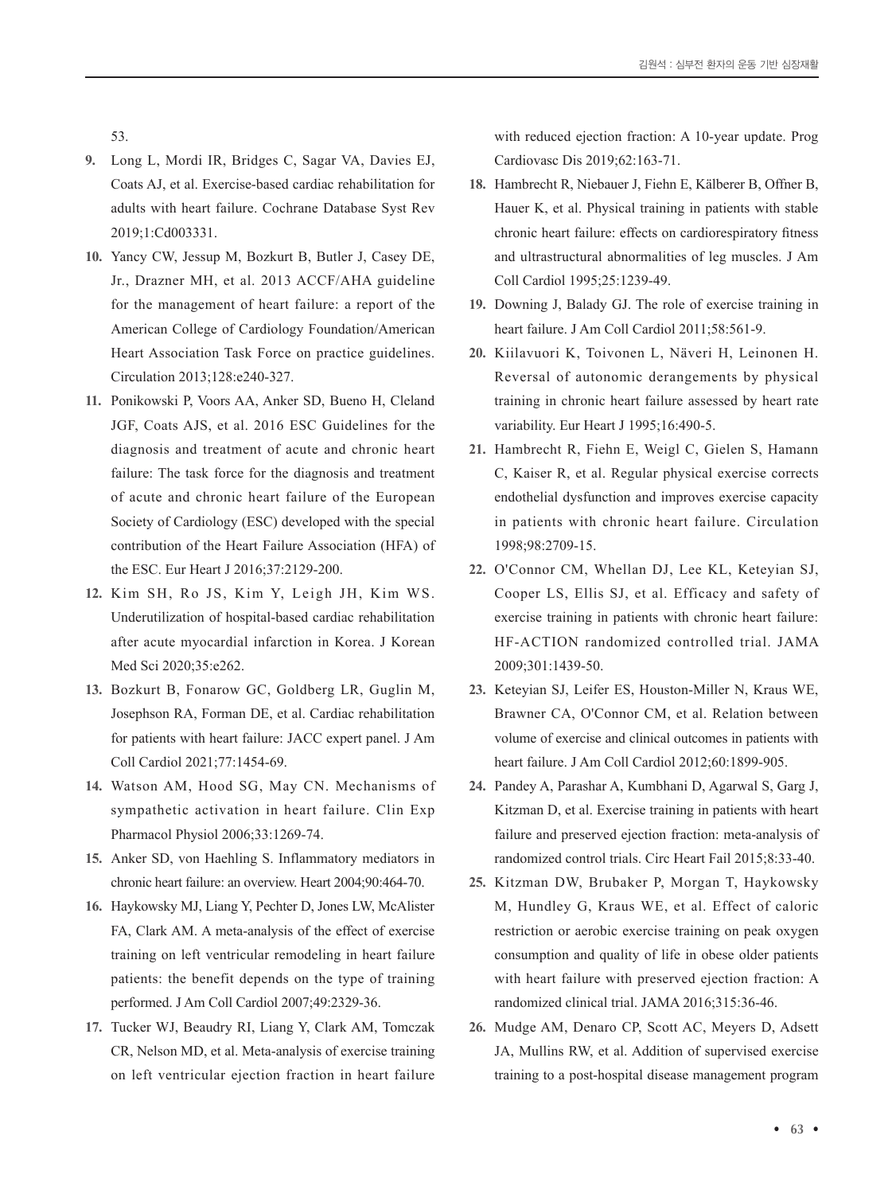53.

9. Long L, Mordi IR, Bridges C, Sagar VA, Davies EJ, Coats AJ, et al. Exercise-based cardiac rehabilitation for adults with heart failure. Cochrane Database Syst Rev 2019;1:Cd003331.
10. Yancy CW, Jessup M, Bozkurt B, Butler J, Casey DE, Jr., Drazner MH, et al. 2013 ACCF/AHA guideline for the management of heart failure: a report of the American College of Cardiology Foundation/American Heart Association Task Force on practice guidelines. Circulation 2013;128:e240-327.
11. Ponikowski P, Voors AA, Anker SD, Bueno H, Cleland JGF, Coats AJS, et al. 2016 ESC Guidelines for the diagnosis and treatment of acute and chronic heart failure: The task force for the diagnosis and treatment of acute and chronic heart failure of the European Society of Cardiology (ESC) developed with the special contribution of the Heart Failure Association (HFA) of the ESC. Eur Heart J 2016;37:2129-200.
12. Kim SH, Ro JS, Kim Y, Leigh JH, Kim WS. Underutilization of hospital-based cardiac rehabilitation after acute myocardial infarction in Korea. J Korean Med Sci 2020;35:e262.
13. Bozkurt B, Fonarow GC, Goldberg LR, Guglin M, Josephson RA, Forman DE, et al. Cardiac rehabilitation for patients with heart failure: JACC expert panel. J Am Coll Cardiol 2021;77:1454-69.
14. Watson AM, Hood SG, May CN. Mechanisms of sympathetic activation in heart failure. Clin Exp Pharmacol Physiol 2006;33:1269-74.
15. Anker SD, von Haehling S. Inflammatory mediators in chronic heart failure: an overview. Heart 2004;90:464-70.
16. Haykowsky MJ, Liang Y, Pechter D, Jones LW, McAlister FA, Clark AM. A meta-analysis of the effect of exercise training on left ventricular remodeling in heart failure patients: the benefit depends on the type of training performed. J Am Coll Cardiol 2007;49:2329-36.
17. Tucker WJ, Beaudry RI, Liang Y, Clark AM, Tomczak CR, Nelson MD, et al. Meta-analysis of exercise training on left ventricular ejection fraction in heart failure with reduced ejection fraction: A 10-year update. Prog Cardiovasc Dis 2019;62:163-71.
18. Hambrecht R, Niebauer J, Fiehn E, Kälberer B, Offner B, Hauer K, et al. Physical training in patients with stable chronic heart failure: effects on cardiorespiratory fitness and ultrastructural abnormalities of leg muscles. J Am Coll Cardiol 1995;25:1239-49.
19. Downing J, Balady GJ. The role of exercise training in heart failure. J Am Coll Cardiol 2011;58:561-9.
20. Kiilavuori K, Toivonen L, Näveri H, Leinonen H. Reversal of autonomic derangements by physical training in chronic heart failure assessed by heart rate variability. Eur Heart J 1995;16:490-5.
21. Hambrecht R, Fiehn E, Weigl C, Gielen S, Hamann C, Kaiser R, et al. Regular physical exercise corrects endothelial dysfunction and improves exercise capacity in patients with chronic heart failure. Circulation 1998;98:2709-15.
22. O'Connor CM, Whellan DJ, Lee KL, Keteyian SJ, Cooper LS, Ellis SJ, et al. Efficacy and safety of exercise training in patients with chronic heart failure: HF-ACTION randomized controlled trial. JAMA 2009;301:1439-50.
23. Keteyian SJ, Leifer ES, Houston-Miller N, Kraus WE, Brawner CA, O'Connor CM, et al. Relation between volume of exercise and clinical outcomes in patients with heart failure. J Am Coll Cardiol 2012;60:1899-905.
24. Pandey A, Parashar A, Kumbhani D, Agarwal S, Garg J, Kitzman D, et al. Exercise training in patients with heart failure and preserved ejection fraction: meta-analysis of randomized control trials. Circ Heart Fail 2015;8:33-40.
25. Kitzman DW, Brubaker P, Morgan T, Haykowsky M, Hundley G, Kraus WE, et al. Effect of caloric restriction or aerobic exercise training on peak oxygen consumption and quality of life in obese older patients with heart failure with preserved ejection fraction: A randomized clinical trial. JAMA 2016;315:36-46.
26. Mudge AM, Denaro CP, Scott AC, Meyers D, Adsett JA, Mullins RW, et al. Addition of supervised exercise training to a post-hospital disease management program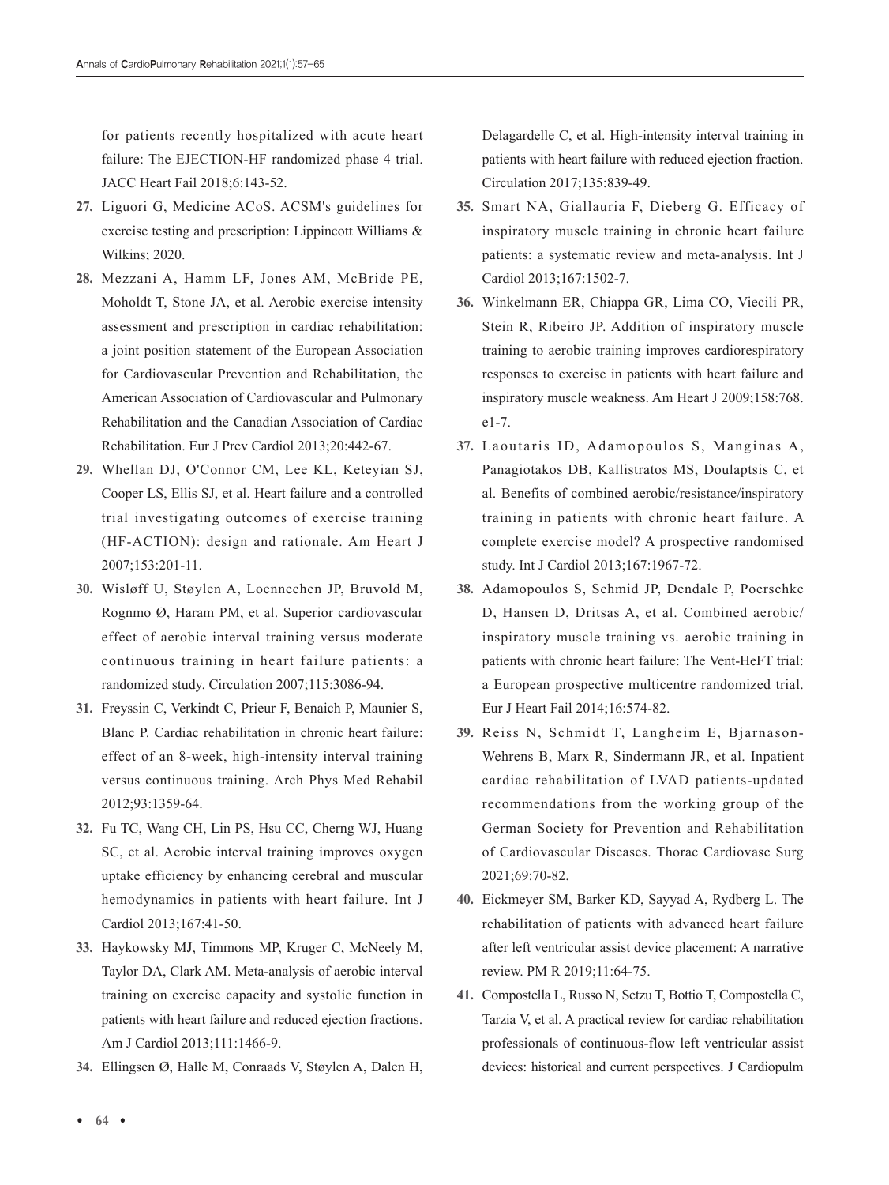for patients recently hospitalized with acute heart failure: The EJECTION-HF randomized phase 4 trial. JACC Heart Fail 2018;6:143-52.

27. Liguori G, Medicine ACoS. ACSM's guidelines for exercise testing and prescription: Lippincott Williams & Wilkins; 2020.
28. Mezzani A, Hamm LF, Jones AM, McBride PE, Moholdt T, Stone JA, et al. Aerobic exercise intensity assessment and prescription in cardiac rehabilitation: a joint position statement of the European Association for Cardiovascular Prevention and Rehabilitation, the American Association of Cardiovascular and Pulmonary Rehabilitation and the Canadian Association of Cardiac Rehabilitation. Eur J Prev Cardiol 2013;20:442-67.
29. Whellan DJ, O'Connor CM, Lee KL, Keteyian SJ, Cooper LS, Ellis SJ, et al. Heart failure and a controlled trial investigating outcomes of exercise training (HF-ACTION): design and rationale. Am Heart J 2007;153:201-11.
30. Wisløff U, Støylen A, Loennechen JP, Bruvold M, Rognmo Ø, Haram PM, et al. Superior cardiovascular effect of aerobic interval training versus moderate continuous training in heart failure patients: a randomized study. Circulation 2007;115:3086-94.
31. Freyssin C, Verkindt C, Prieur F, Benaich P, Maunier S, Blanc P. Cardiac rehabilitation in chronic heart failure: effect of an 8-week, high-intensity interval training versus continuous training. Arch Phys Med Rehabil 2012;93:1359-64.
32. Fu TC, Wang CH, Lin PS, Hsu CC, Cherng WJ, Huang SC, et al. Aerobic interval training improves oxygen uptake efficiency by enhancing cerebral and muscular hemodynamics in patients with heart failure. Int J Cardiol 2013;167:41-50.
33. Haykowsky MJ, Timmons MP, Kruger C, McNeely M, Taylor DA, Clark AM. Meta-analysis of aerobic interval training on exercise capacity and systolic function in patients with heart failure and reduced ejection fractions. Am J Cardiol 2013;111:1466-9.
34. Ellingsen Ø, Halle M, Conraads V, Støylen A, Dalen H, Delagardelle C, et al. High-intensity interval training in patients with heart failure with reduced ejection fraction. Circulation 2017;135:839-49.
35. Smart NA, Giallauria F, Dieberg G. Efficacy of inspiratory muscle training in chronic heart failure patients: a systematic review and meta-analysis. Int J Cardiol 2013;167:1502-7.
36. Winkelmann ER, Chiappa GR, Lima CO, Viecili PR, Stein R, Ribeiro JP. Addition of inspiratory muscle training to aerobic training improves cardiorespiratory responses to exercise in patients with heart failure and inspiratory muscle weakness. Am Heart J 2009;158:768.e1-7.
37. Laoutaris ID, Adamopoulos S, Manginas A, Panagiotakos DB, Kallistratos MS, Doulaptsis C, et al. Benefits of combined aerobic/resistance/inspiratory training in patients with chronic heart failure. A complete exercise model? A prospective randomised study. Int J Cardiol 2013;167:1967-72.
38. Adamopoulos S, Schmid JP, Dendale P, Poerschke D, Hansen D, Dritsas A, et al. Combined aerobic/inspiratory muscle training vs. aerobic training in patients with chronic heart failure: The Vent-HeFT trial: a European prospective multicentre randomized trial. Eur J Heart Fail 2014;16:574-82.
39. Reiss N, Schmidt T, Langheim E, Bjarnason-Wehrens B, Marx R, Sindermann JR, et al. Inpatient cardiac rehabilitation of LVAD patients-updated recommendations from the working group of the German Society for Prevention and Rehabilitation of Cardiovascular Diseases. Thorac Cardiovasc Surg 2021;69:70-82.
40. Eickmeyer SM, Barker KD, Sayyad A, Rydberg L. The rehabilitation of patients with advanced heart failure after left ventricular assist device placement: A narrative review. PM R 2019;11:64-75.
41. Compostella L, Russo N, Setzu T, Bottio T, Compostella C, Tarzia V, et al. A practical review for cardiac rehabilitation professionals of continuous-flow left ventricular assist devices: historical and current perspectives. J Cardiopulm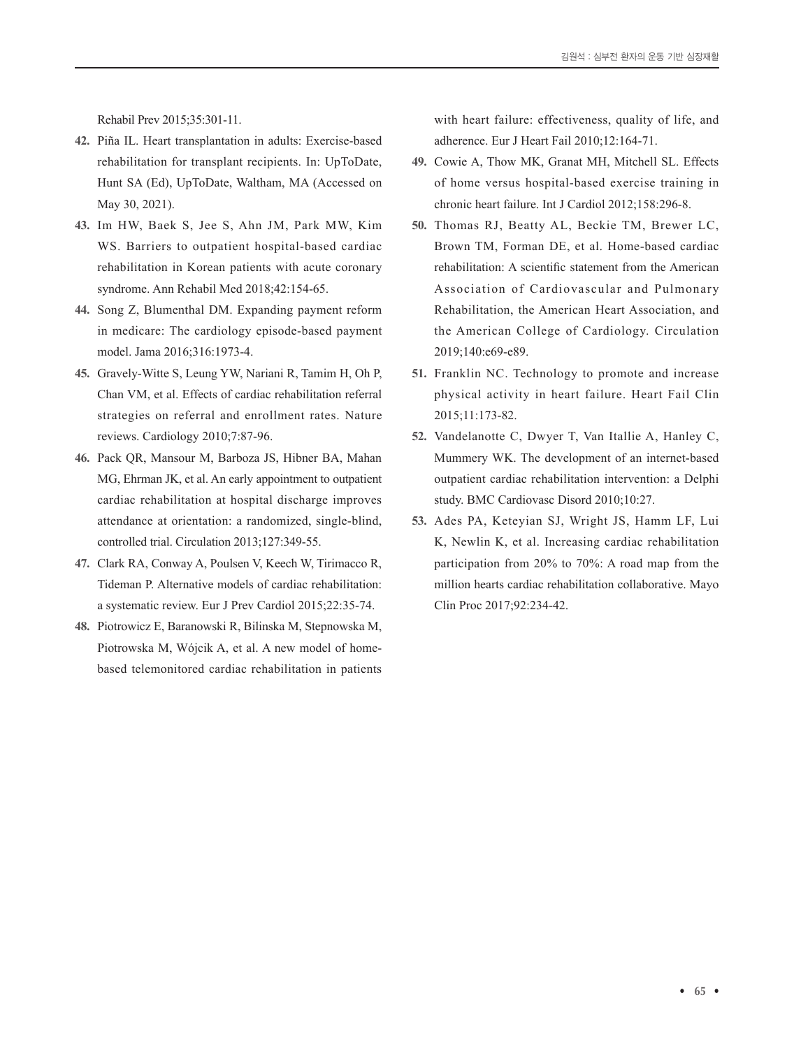Rehabil Prev 2015;35:301-11.

42. Piña IL. Heart transplantation in adults: Exercise-based rehabilitation for transplant recipients. In: UpToDate, Hunt SA (Ed), UpToDate, Waltham, MA (Accessed on May 30, 2021).
43. Im HW, Baek S, Jee S, Ahn JM, Park MW, Kim WS. Barriers to outpatient hospital-based cardiac rehabilitation in Korean patients with acute coronary syndrome. Ann Rehabil Med 2018;42:154-65.
44. Song Z, Blumenthal DM. Expanding payment reform in medicare: The cardiology episode-based payment model. Jama 2016;316:1973-4.
45. Gravely-Witte S, Leung YW, Nariani R, Tamim H, Oh P, Chan VM, et al. Effects of cardiac rehabilitation referral strategies on referral and enrollment rates. Nature reviews. Cardiology 2010;7:87-96.
46. Pack QR, Mansour M, Barboza JS, Hibner BA, Mahan MG, Ehrman JK, et al. An early appointment to outpatient cardiac rehabilitation at hospital discharge improves attendance at orientation: a randomized, single-blind, controlled trial. Circulation 2013;127:349-55.
47. Clark RA, Conway A, Poulsen V, Keech W, Tirimacco R, Tideman P. Alternative models of cardiac rehabilitation: a systematic review. Eur J Prev Cardiol 2015;22:35-74.
48. Piotrowicz E, Baranowski R, Bilinska M, Stepnowska M, Piotrowska M, Wójcik A, et al. A new model of home-based telemonitored cardiac rehabilitation in patients with heart failure: effectiveness, quality of life, and adherence. Eur J Heart Fail 2010;12:164-71.
49. Cowie A, Thow MK, Granat MH, Mitchell SL. Effects of home versus hospital-based exercise training in chronic heart failure. Int J Cardiol 2012;158:296-8.
50. Thomas RJ, Beatty AL, Beckie TM, Brewer LC, Brown TM, Forman DE, et al. Home-based cardiac rehabilitation: A scientific statement from the American Association of Cardiovascular and Pulmonary Rehabilitation, the American Heart Association, and the American College of Cardiology. Circulation 2019;140:e69-e89.
51. Franklin NC. Technology to promote and increase physical activity in heart failure. Heart Fail Clin 2015;11:173-82.
52. Vandelanotte C, Dwyer T, Van Itallie A, Hanley C, Mummery WK. The development of an internet-based outpatient cardiac rehabilitation intervention: a Delphi study. BMC Cardiovasc Disord 2010;10:27.
53. Ades PA, Keteyian SJ, Wright JS, Hamm LF, Lui K, Newlin K, et al. Increasing cardiac rehabilitation participation from 20% to 70%: A road map from the million hearts cardiac rehabilitation collaborative. Mayo Clin Proc 2017;92:234-42.